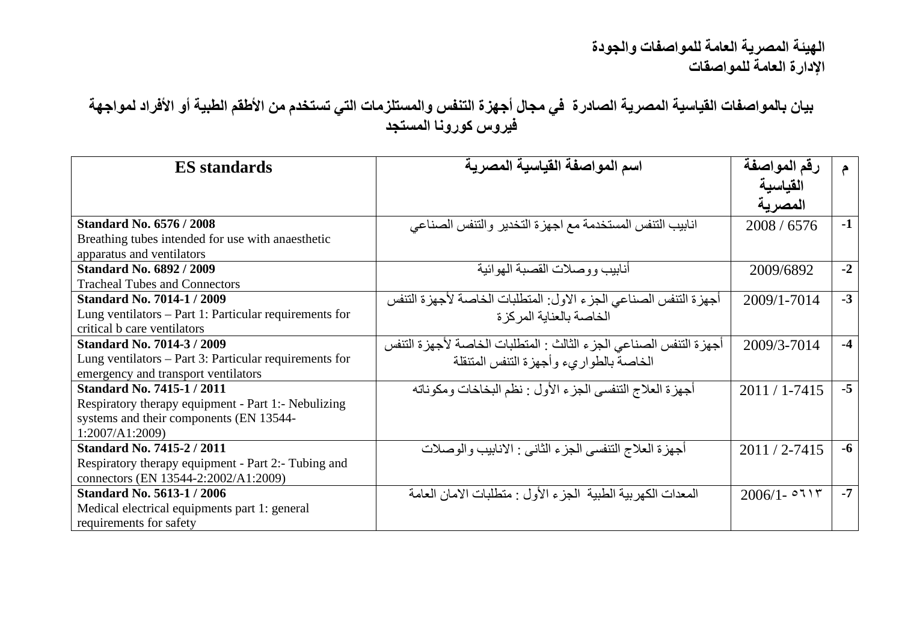**الهيئة المصرية العامة للمواصفات والجودة**
**الإدارة العامة للمواصفات**

## بيان بالمواصفات القياسية المصرية الصادرة في مجال أجهزة التنفس والمستلزمات التي تستخدم من الأطقم الطبية أو الأفراد لمواجهة فيروس كورونا المستجد

| ES standards | اسم المواصفة القياسية المصرية | رقم المواصفة القياسية المصرية | م |
|---|---|---|---|
| **Standard No. 6576 / 2008**<br>Breathing tubes intended for use with anaesthetic apparatus and ventilators | انابيب التنفس المستخدمة مع اجهزة التخدير والتنفس الصناعي | 2008 / 6576 | -1 |
| **Standard No. 6892 / 2009**<br>Tracheal Tubes and Connectors | أنابيب ووصلات القصبة الهوائية | 2009/6892 | -2 |
| **Standard No. 7014-1 / 2009**<br>Lung ventilators – Part 1: Particular requirements for critical b care ventilators | أجهزة التنفس الصناعي الجزء الاول: المتطلبات الخاصة لأجهزة التنفس الخاصة بالعناية المركزة | 2009/1-7014 | -3 |
| **Standard No. 7014-3 / 2009**<br>Lung ventilators – Part 3: Particular requirements for emergency and transport ventilators | أجهزة التنفس الصناعي الجزء الثالث : المتطلبات الخاصة لأجهزة التنفس الخاصة بالطواريء وأجهزة التنفس المتنقلة | 2009/3-7014 | -4 |
| **Standard No. 7415-1 / 2011**<br>Respiratory therapy equipment - Part 1:- Nebulizing systems and their components (EN 13544-1:2007/A1:2009) | أجهزة العلاج التنفسى الجزء الأول : نظم البخاخات ومكوناته | 2011 / 1-7415 | -5 |
| **Standard No. 7415-2 / 2011**<br>Respiratory therapy equipment - Part 2:- Tubing and connectors (EN 13544-2:2002/A1:2009) | أجهزة العلاج التنفسى الجزء الثانى : الانابيب والوصلات | 2011 / 2-7415 | -6 |
| **Standard No. 5613-1 / 2006**<br>Medical electrical equipments part 1: general requirements for safety | المعدات الكهربية الطبية الجزء الأول : متطلبات الامان العامة | 2006/1- ٥٦١٣ | -7 |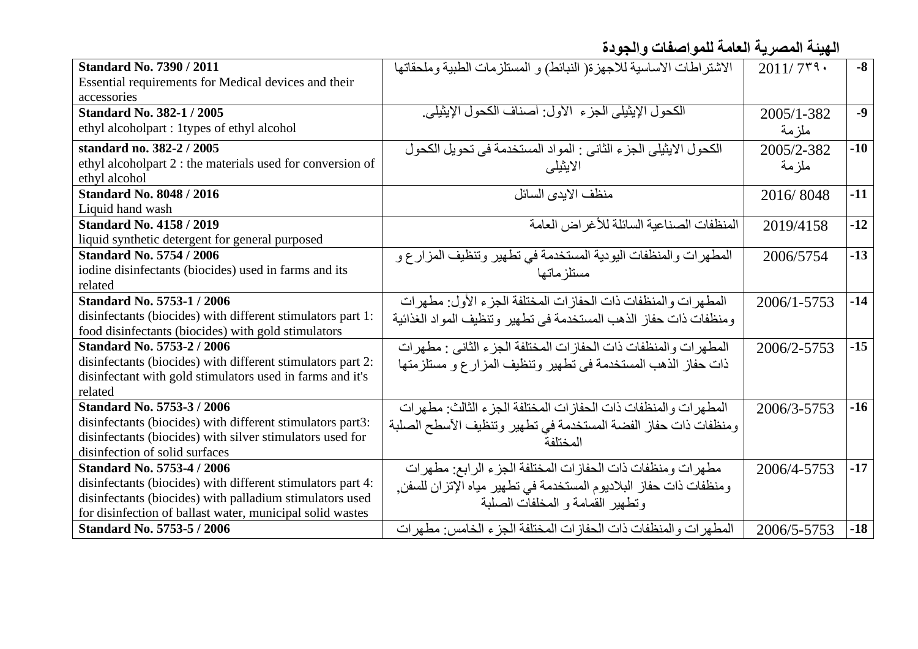**الهيئة المصرية العامة للمواصفات والجودة**

| | | | |
|---|---|---|---|
| **Standard No. 7390 / 2011**<br>Essential requirements for Medical devices and their accessories | الاشتراطات الاساسية للاجهزة( النبائط) و المستلزمات الطبية وملحقاتها | 2011/ ٧٣٩٠ | -8 |
| **Standard No. 382-1 / 2005**<br>ethyl alcoholpart : 1types of ethyl alcohol | الكحول الإيثيلى الجزء الاول: اصناف الكحول الإيثيلى. | 2005/1-382<br>ملزمة | -9 |
| **standard no. 382-2 / 2005**<br>ethyl alcoholpart 2 : the materials used for conversion of ethyl alcohol | الكحول الايثيلى الجزء الثانى : المواد المستخدمة فى تحويل الكحول الايثيلى | 2005/2-382<br>ملزمة | -10 |
| **Standard No. 8048 / 2016**<br>Liquid hand wash | منظف الايدى السائل | 2016/ 8048 | -11 |
| **Standard No. 4158 / 2019**<br>liquid synthetic detergent for general purposed | المنظفات الصناعية السائلة للأغراض العامة | 2019/4158 | -12 |
| **Standard No. 5754 / 2006**<br>iodine disinfectants (biocides) used in farms and its related | المطهرات والمنظفات اليودية المستخدمة في تطهير وتنظيف المزارع و مستلزماتها | 2006/5754 | -13 |
| **Standard No. 5753-1 / 2006**<br>disinfectants (biocides) with different stimulators part 1: food disinfectants (biocides) with gold stimulators | المطهرات والمنظفات ذات الحفازات المختلفة الجزء الأول: مطهرات ومنظفات ذات حفاز الذهب المستخدمة فى تطهير وتنظيف المواد الغذائية | 2006/1-5753 | -14 |
| **Standard No. 5753-2 / 2006**<br>disinfectants (biocides) with different stimulators part 2: disinfectant with gold stimulators used in farms and it's related | المطهرات والمنظفات ذات الحفازات المختلفة الجزء الثانى : مطهرات ذات حفاز الذهب المستخدمة فى تطهير وتنظيف المزارع و مستلزمتها | 2006/2-5753 | -15 |
| **Standard No. 5753-3 / 2006**<br>disinfectants (biocides) with different stimulators part3: disinfectants (biocides) with silver stimulators used for disinfection of solid surfaces | المطهرات والمنظفات ذات الحفازات المختلفة الجزء الثالث: مطهرات ومنظفات ذات حفاز الفضة المستخدمة في تطهير وتنظيف الأسطح الصلبة المختلفة | 2006/3-5753 | -16 |
| **Standard No. 5753-4 / 2006**<br>disinfectants (biocides) with different stimulators part 4: disinfectants (biocides) with palladium stimulators used for disinfection of ballast water, municipal solid wastes | مطهرات ومنظفات ذات الحفازات المختلفة الجزء الرابع: مطهرات ومنظفات ذات حفاز البلاديوم المستخدمة في تطهير مياه الإتزان للسفن, وتطهير القمامة و المخلفات الصلبة | 2006/4-5753 | -17 |
| **Standard No. 5753-5 / 2006** | المطهرات والمنظفات ذات الحفازات المختلفة الجزء الخامس: مطهرات | 2006/5-5753 | -18 |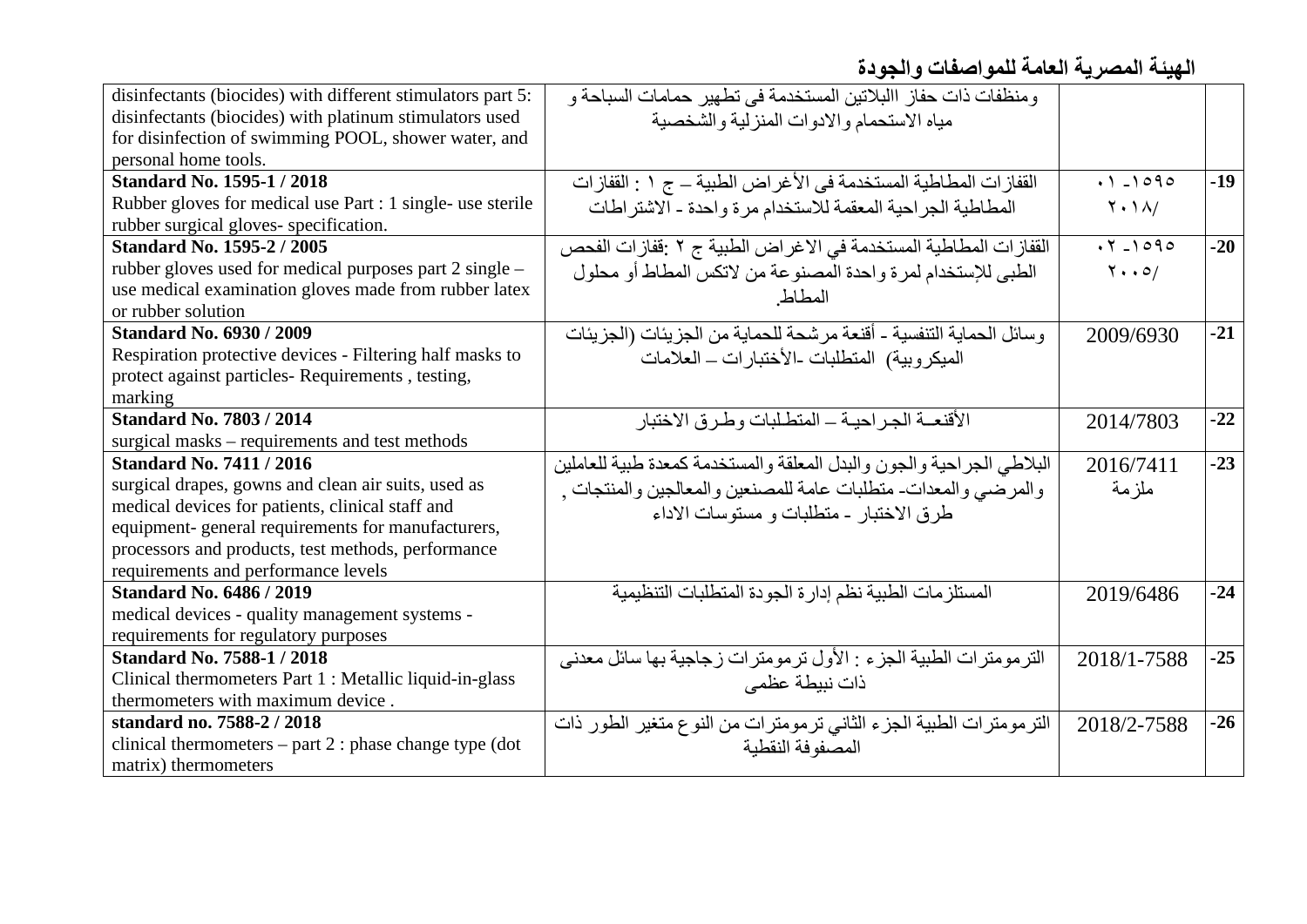الهيئة المصرية العامة للمواصفات والجودة

| English | العربية | رقم المواصفة | م |
|---|---|---|---|
| disinfectants (biocides) with different stimulators part 5: disinfectants (biocides) with platinum stimulators used for disinfection of swimming POOL, shower water, and personal home tools. | ومنظفات ذات حفاز االبلاتين المستخدمة فى تطهير حمامات السباحة و مياه الاستحمام والادوات المنزلية والشخصية | | |
| **Standard No. 1595-1 / 2018** Rubber gloves for medical use Part : 1 single- use sterile rubber surgical gloves- specification. | القفازات المطاطية المستخدمة فى الأغراض الطبية – ج ١ : القفازات المطاطية الجراحية المعقمة للاستخدام مرة واحدة - الاشتراطات | ١٥٩٥-٠١ /٢٠١٨ | **-19** |
| **Standard No. 1595-2 / 2005** rubber gloves used for medical purposes part 2 single – use medical examination gloves made from rubber latex or rubber solution | القفازات المطاطية المستخدمة في الاغراض الطبية ج ٢ :قفازات الفحص الطبى للإستخدام لمرة واحدة المصنوعة من لاتكس المطاط أو محلول المطاط. | ١٥٩٥-٠٢ /٢٠٠٥ | **-20** |
| **Standard No. 6930 / 2009** Respiration protective devices - Filtering half masks to protect against particles- Requirements , testing, marking | وسائل الحماية التنفسية - أقنعة مرشحة للحماية من الجزيئات (الجزيئات الميكروبية) المتطلبات -الأختبارات – العلامات | 2009/6930 | **-21** |
| **Standard No. 7803 / 2014** surgical masks – requirements and test methods | الأقنعـة الجـراحيـة – المتطـلبات وطـرق الاختبار | 2014/7803 | **-22** |
| **Standard No. 7411 / 2016** surgical drapes, gowns and clean air suits, used as medical devices for patients, clinical staff and equipment- general requirements for manufacturers, processors and products, test methods, performance requirements and performance levels | البلاطي الجراحية والجون والبدل المعلقة والمستخدمة كمعدة طبية للعاملين والمرضي والمعدات- متطلبات عامة للمصنعين والمعالجين والمنتجات , طرق الاختبار - متطلبات و مستوسات الاداء | 2016/7411 ملزمة | **-23** |
| **Standard No. 6486 / 2019** medical devices - quality management systems - requirements for regulatory purposes | المستلزمات الطبية نظم إدارة الجودة المتطلبات التنظيمية | 2019/6486 | **-24** |
| **Standard No. 7588-1 / 2018** Clinical thermometers Part 1 : Metallic liquid-in-glass thermometers with maximum device . | الترمومترات الطبية الجزء : الأول ترمومترات زجاجية بها سائل معدنى ذات نبيطة عظمى | 2018/1-7588 | **-25** |
| **standard no. 7588-2 / 2018** clinical thermometers – part 2 : phase change type (dot matrix) thermometers | الترمومترات الطبية الجزء الثاني ترمومترات من النوع متغير الطور ذات المصفوفة النقطية | 2018/2-7588 | **-26** |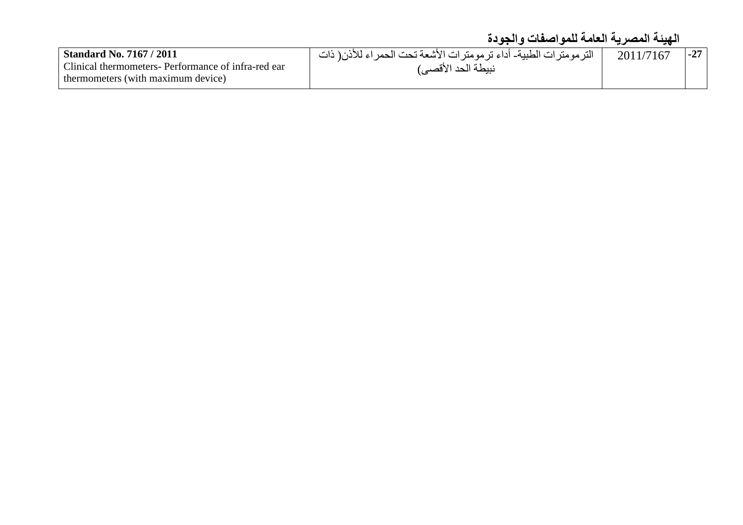الهيئة المصرية العامة للمواصفات والجودة

| | | | |
|---|---|---|---|
| **Standard No. 7167 / 2011**<br>Clinical thermometers- Performance of infra-red ear thermometers (with maximum device) | الترمومترات الطبية- أداء ترمومترات الأشعة تحت الحمراء للأذن( ذات نبيطة الحد الأقصى) | 2011/7167 | **-27** |